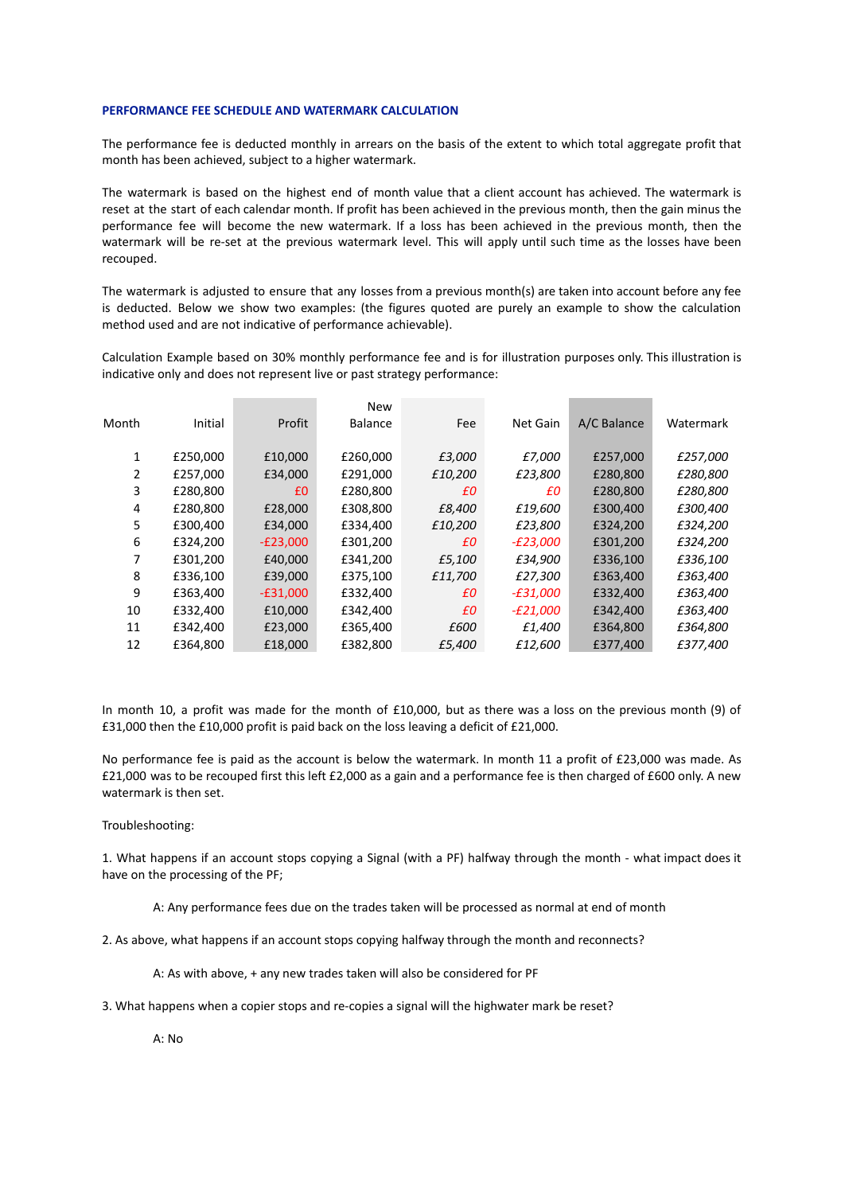## PERFORMANCE FEE SCHEDULE AND WATERMARK CALCULATION

The performance fee is deducted monthly in arrears on the basis of the extent to which total aggregate profit that month has been achieved, subject to a higher watermark.

The watermark is based on the highest end of month value that a client account has achieved. The watermark is reset at the start of each calendar month. If profit has been achieved in the previous month, then the gain minus the performance fee will become the new watermark. If a loss has been achieved in the previous month, then the watermark will be re-set at the previous watermark level. This will apply until such time as the losses have been recouped.

The watermark is adjusted to ensure that any losses from a previous month(s) are taken into account before any fee is deducted. Below we show two examples: (the figures quoted are purely an example to show the calculation method used and are not indicative of performance achievable).

Calculation Example based on 30% monthly performance fee and is for illustration purposes only. This illustration is indicative only and does not represent live or past strategy performance:

| Month | Initial | Profit | New Balance | Fee | Net Gain | A/C Balance | Watermark |
|---|---|---|---|---|---|---|---|
| 1 | £250,000 | £10,000 | £260,000 | *£3,000* | *£7,000* | £257,000 | *£257,000* |
| 2 | £257,000 | £34,000 | £291,000 | *£10,200* | *£23,800* | £280,800 | *£280,800* |
| 3 | £280,800 | £0 | £280,800 | *£0* | *£0* | £280,800 | *£280,800* |
| 4 | £280,800 | £28,000 | £308,800 | *£8,400* | *£19,600* | £300,400 | *£300,400* |
| 5 | £300,400 | £34,000 | £334,400 | *£10,200* | *£23,800* | £324,200 | *£324,200* |
| 6 | £324,200 | -£23,000 | £301,200 | *£0* | *-£23,000* | £301,200 | *£324,200* |
| 7 | £301,200 | £40,000 | £341,200 | *£5,100* | *£34,900* | £336,100 | *£336,100* |
| 8 | £336,100 | £39,000 | £375,100 | *£11,700* | *£27,300* | £363,400 | *£363,400* |
| 9 | £363,400 | -£31,000 | £332,400 | *£0* | *-£31,000* | £332,400 | *£363,400* |
| 10 | £332,400 | £10,000 | £342,400 | *£0* | *-£21,000* | £342,400 | *£363,400* |
| 11 | £342,400 | £23,000 | £365,400 | *£600* | *£1,400* | £364,800 | *£364,800* |
| 12 | £364,800 | £18,000 | £382,800 | *£5,400* | *£12,600* | £377,400 | *£377,400* |

In month 10, a profit was made for the month of £10,000, but as there was a loss on the previous month (9) of £31,000 then the £10,000 profit is paid back on the loss leaving a deficit of £21,000.

No performance fee is paid as the account is below the watermark. In month 11 a profit of £23,000 was made. As £21,000 was to be recouped first this left £2,000 as a gain and a performance fee is then charged of £600 only. A new watermark is then set.

Troubleshooting:

1. What happens if an account stops copying a Signal (with a PF) halfway through the month - what impact does it have on the processing of the PF;

   A: Any performance fees due on the trades taken will be processed as normal at end of month

2. As above, what happens if an account stops copying halfway through the month and reconnects?

   A: As with above, + any new trades taken will also be considered for PF

3. What happens when a copier stops and re-copies a signal will the highwater mark be reset?

   A: No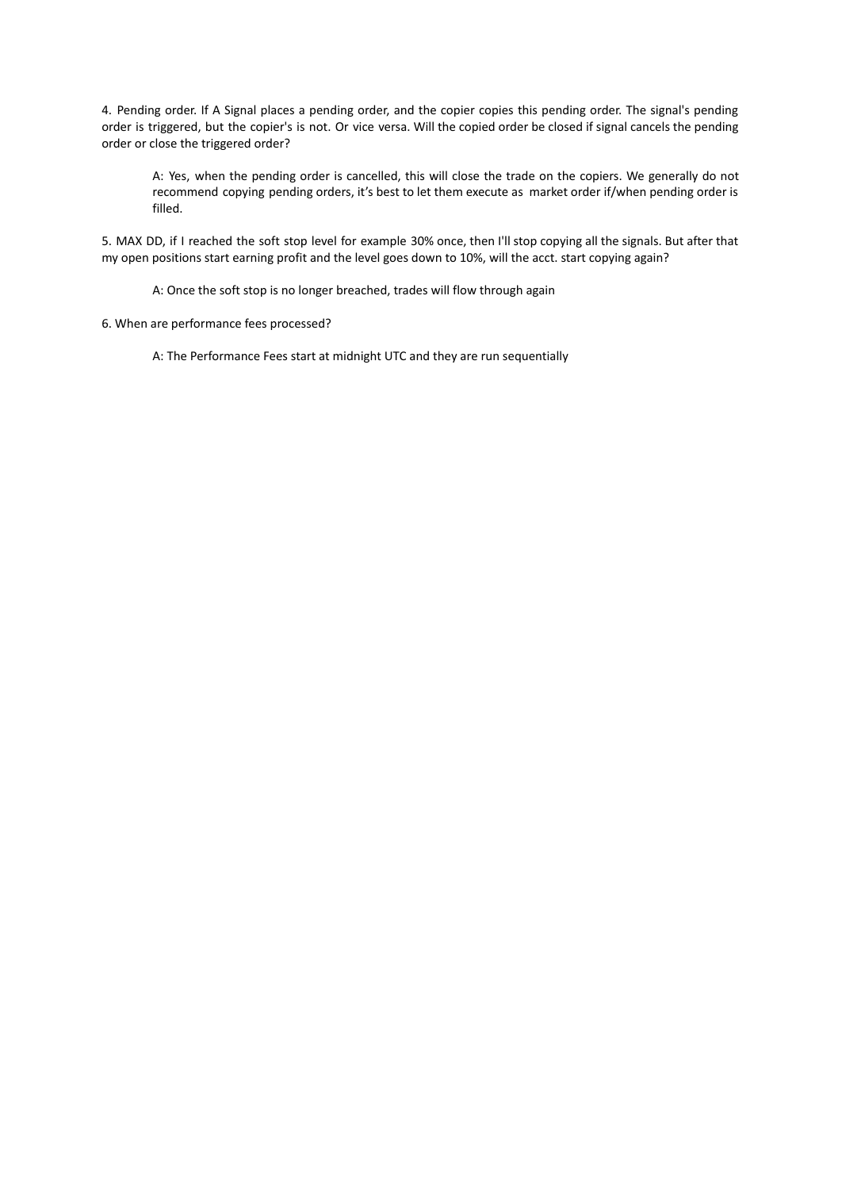4. Pending order. If A Signal places a pending order, and the copier copies this pending order. The signal's pending order is triggered, but the copier's is not. Or vice versa. Will the copied order be closed if signal cancels the pending order or close the triggered order?

> A: Yes, when the pending order is cancelled, this will close the trade on the copiers. We generally do not recommend copying pending orders, it's best to let them execute as market order if/when pending order is filled.

5. MAX DD, if I reached the soft stop level for example 30% once, then I'll stop copying all the signals. But after that my open positions start earning profit and the level goes down to 10%, will the acct. start copying again?

> A: Once the soft stop is no longer breached, trades will flow through again

6. When are performance fees processed?

> A: The Performance Fees start at midnight UTC and they are run sequentially